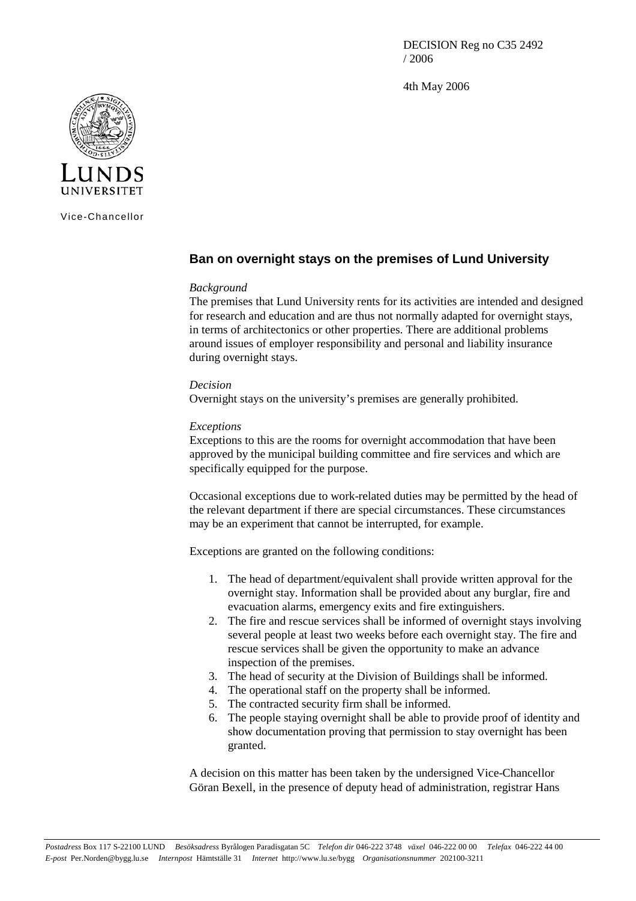DECISION Reg no C35 2492 / 2006

4th May 2006

LUNDS UNIVERSITET

Vice-Chancellor

## Ban on overnight stays on the premises of Lund University

*Background*

The premises that Lund University rents for its activities are intended and designed for research and education and are thus not normally adapted for overnight stays, in terms of architectonics or other properties. There are additional problems around issues of employer responsibility and personal and liability insurance during overnight stays.

*Decision*

Overnight stays on the university's premises are generally prohibited.

*Exceptions*

Exceptions to this are the rooms for overnight accommodation that have been approved by the municipal building committee and fire services and which are specifically equipped for the purpose.

Occasional exceptions due to work-related duties may be permitted by the head of the relevant department if there are special circumstances. These circumstances may be an experiment that cannot be interrupted, for example.

Exceptions are granted on the following conditions:

1. The head of department/equivalent shall provide written approval for the overnight stay. Information shall be provided about any burglar, fire and evacuation alarms, emergency exits and fire extinguishers.
2. The fire and rescue services shall be informed of overnight stays involving several people at least two weeks before each overnight stay. The fire and rescue services shall be given the opportunity to make an advance inspection of the premises.
3. The head of security at the Division of Buildings shall be informed.
4. The operational staff on the property shall be informed.
5. The contracted security firm shall be informed.
6. The people staying overnight shall be able to provide proof of identity and show documentation proving that permission to stay overnight has been granted.

A decision on this matter has been taken by the undersigned Vice-Chancellor Göran Bexell, in the presence of deputy head of administration, registrar Hans

*Postadress* Box 117 S-22100 LUND *Besöksadress* Byrålogen Paradisgatan 5C *Telefon dir* 046-222 3748 *växel* 046-222 00 00 *Telefax* 046-222 44 00
*E-post* Per.Norden@bygg.lu.se *Internpost* Hämtställe 31 *Internet* http://www.lu.se/bygg *Organisationsnummer* 202100-3211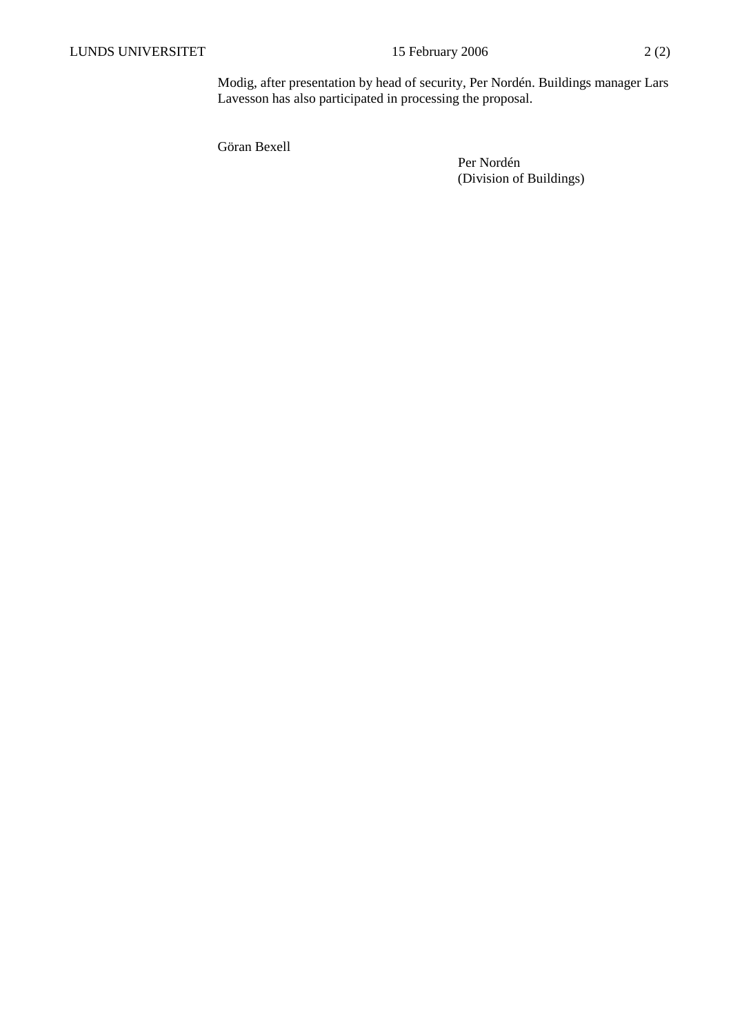Modig, after presentation by head of security, Per Nordén. Buildings manager Lars Lavesson has also participated in processing the proposal.

Göran Bexell

Per Nordén
(Division of Buildings)